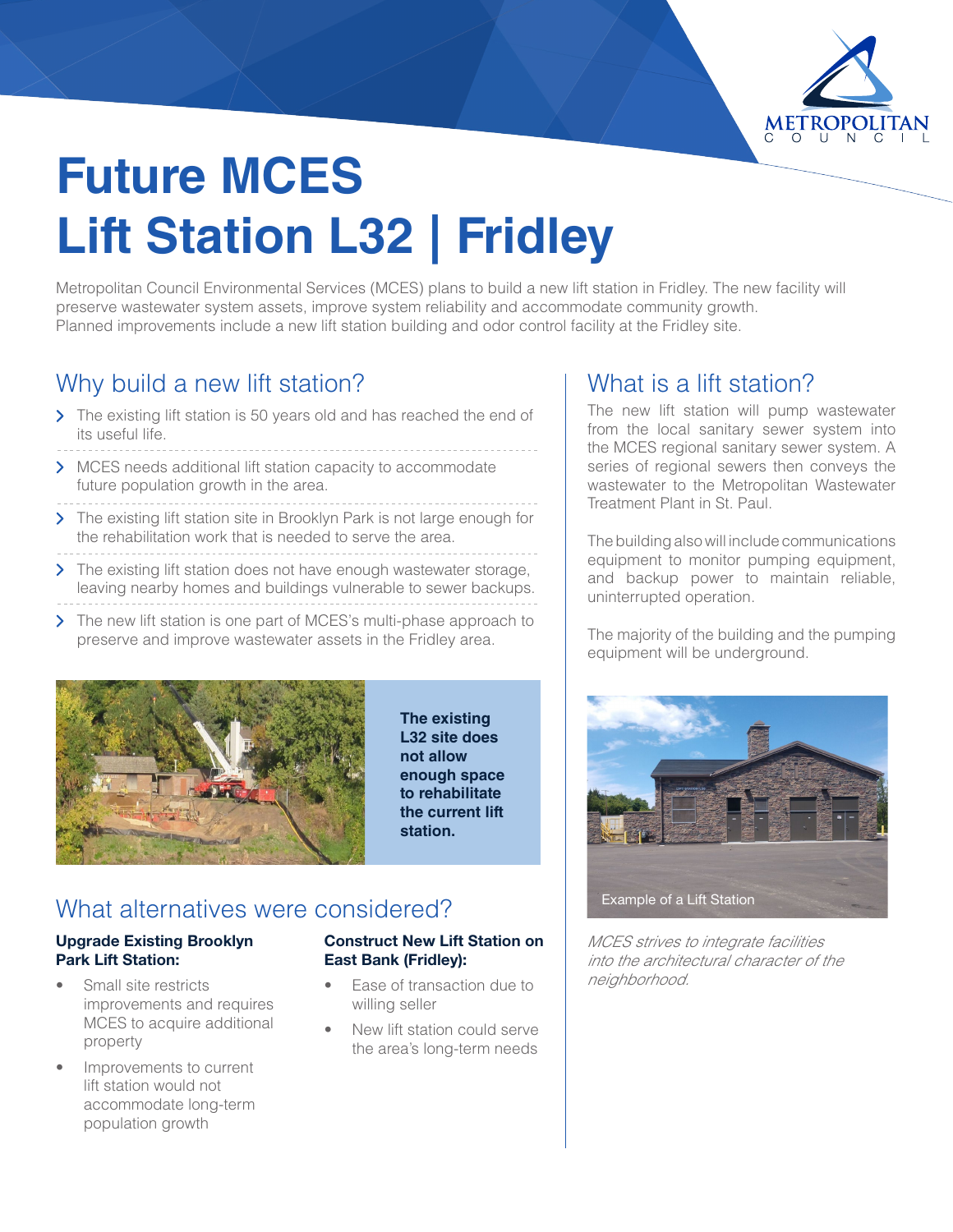# Future MCES Lift Station L32 | Fridley

Metropolitan Council Environmental Services (MCES) plans to build a new lift station in Fridley. The new facility will preserve wastewater system assets, improve system reliability and accommodate community growth. Planned improvements include a new lift station building and odor control facility at the Fridley site.

## Why build a new lift station?

- The existing lift station is 50 years old and has reached the end of its useful life.
- MCES needs additional lift station capacity to accommodate future population growth in the area.
- The existing lift station site in Brooklyn Park is not large enough for the rehabilitation work that is needed to serve the area.
- The existing lift station does not have enough wastewater storage, leaving nearby homes and buildings vulnerable to sewer backups.
- The new lift station is one part of MCES's multi-phase approach to preserve and improve wastewater assets in the Fridley area.

**The existing L32 site does not allow enough space to rehabilitate the current lift station.**

## What alternatives were considered?

**Upgrade Existing Brooklyn Park Lift Station:**

- Small site restricts improvements and requires MCES to acquire additional property
- Improvements to current lift station would not accommodate long-term population growth

**Construct New Lift Station on East Bank (Fridley):**

- Ease of transaction due to willing seller
- New lift station could serve the area's long-term needs

## What is a lift station?

The new lift station will pump wastewater from the local sanitary sewer system into the MCES regional sanitary sewer system. A series of regional sewers then conveys the wastewater to the Metropolitan Wastewater Treatment Plant in St. Paul.

The building also will include communications equipment to monitor pumping equipment, and backup power to maintain reliable, uninterrupted operation.

The majority of the building and the pumping equipment will be underground.

Example of a Lift Station

*MCES strives to integrate facilities into the architectural character of the neighborhood.*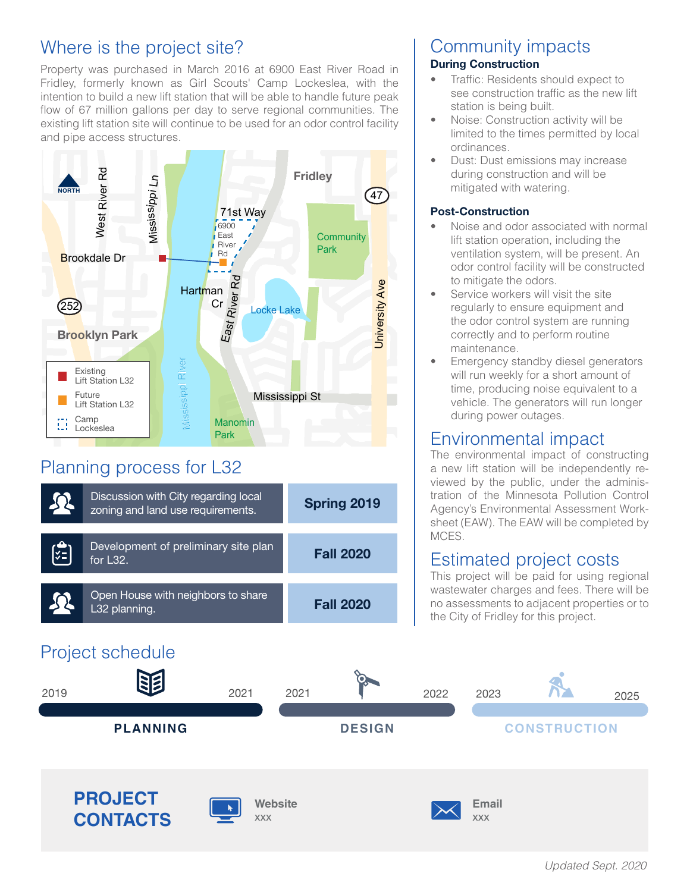## Where is the project site?

Property was purchased in March 2016 at 6900 East River Road in Fridley, formerly known as Girl Scouts' Camp Lockeslea, with the intention to build a new lift station that will be able to handle future peak flow of 67 million gallons per day to serve regional communities. The existing lift station site will continue to be used for an odor control facility and pipe access structures.

NORTH

West River Rd

Mississippi Ln

Fridley

47

71st Way

6900 East River Rd

Community Park

Brookdale Dr

Hartman Cr

East River Rd

Locke Lake

University Ave

252

Brooklyn Park

Existing Lift Station L32

Future Lift Station L32

Camp Lockeslea

Mississippi River

Mississippi St

Manomin Park

## Planning process for L32

| | |
|---|---|
| Discussion with City regarding local zoning and land use requirements. | Spring 2019 |
| Development of preliminary site plan for L32. | Fall 2020 |
| Open House with neighbors to share L32 planning. | Fall 2020 |

## Community impacts

**During Construction**

- Traffic: Residents should expect to see construction traffic as the new lift station is being built.
- Noise: Construction activity will be limited to the times permitted by local ordinances.
- Dust: Dust emissions may increase during construction and will be mitigated with watering.

**Post-Construction**

- Noise and odor associated with normal lift station operation, including the ventilation system, will be present. An odor control facility will be constructed to mitigate the odors.
- Service workers will visit the site regularly to ensure equipment and the odor control system are running correctly and to perform routine maintenance.
- Emergency standby diesel generators will run weekly for a short amount of time, producing noise equivalent to a vehicle. The generators will run longer during power outages.

## Environmental impact

The environmental impact of constructing a new lift station will be independently reviewed by the public, under the administration of the Minnesota Pollution Control Agency's Environmental Assessment Worksheet (EAW). The EAW will be completed by MCES.

## Estimated project costs

This project will be paid for using regional wastewater charges and fees. There will be no assessments to adjacent properties or to the City of Fridley for this project.

## Project schedule

2019 – 2021 **PLANNING**

2021 – 2022 **DESIGN**

2023 – 2025 **CONSTRUCTION**

## PROJECT CONTACTS

**Website**
xxx

**Email**
xxx

*Updated Sept. 2020*